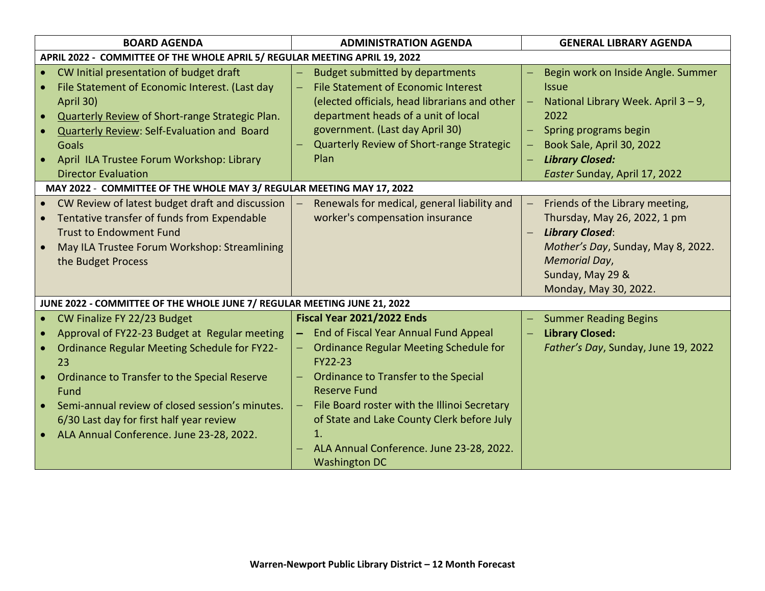| BOARD AGENDA | ADMINISTRATION AGENDA | GENERAL LIBRARY AGENDA |
|---|---|---|
| **APRIL 2022 - COMMITTEE OF THE WHOLE APRIL 5/ REGULAR MEETING APRIL 19, 2022** | | |
| • CW Initial presentation of budget draft<br>• File Statement of Economic Interest. (Last day April 30)<br>• Quarterly Review of Short-range Strategic Plan.<br>• Quarterly Review: Self-Evaluation and Board Goals<br>• April ILA Trustee Forum Workshop: Library Director Evaluation | – Budget submitted by departments<br>– File Statement of Economic Interest (elected officials, head librarians and other department heads of a unit of local government. (Last day April 30)<br>– Quarterly Review of Short-range Strategic Plan | – Begin work on Inside Angle. Summer Issue<br>– National Library Week. April 3 – 9, 2022<br>– Spring programs begin<br>– Book Sale, April 30, 2022<br>– ***Library Closed:***<br>*Easter* Sunday, April 17, 2022 |
| **MAY 2022 - COMMITTEE OF THE WHOLE MAY 3/ REGULAR MEETING MAY 17, 2022** | | |
| • CW Review of latest budget draft and discussion<br>• Tentative transfer of funds from Expendable Trust to Endowment Fund<br>• May ILA Trustee Forum Workshop: Streamlining the Budget Process | – Renewals for medical, general liability and worker's compensation insurance | – Friends of the Library meeting, Thursday, May 26, 2022, 1 pm<br>– ***Library Closed***:<br>*Mother's Day*, Sunday, May 8, 2022.<br>*Memorial Day*,<br>Sunday, May 29 &<br>Monday, May 30, 2022. |
| **JUNE 2022 - COMMITTEE OF THE WHOLE JUNE 7/ REGULAR MEETING JUNE 21, 2022** | | |
| • CW Finalize FY 22/23 Budget<br>• Approval of FY22-23 Budget at Regular meeting<br>• Ordinance Regular Meeting Schedule for FY22-23<br>• Ordinance to Transfer to the Special Reserve Fund<br>• Semi-annual review of closed session's minutes. 6/30 Last day for first half year review<br>• ALA Annual Conference. June 23-28, 2022. | **Fiscal Year 2021/2022 Ends**<br>– End of Fiscal Year Annual Fund Appeal<br>– Ordinance Regular Meeting Schedule for FY22-23<br>– Ordinance to Transfer to the Special Reserve Fund<br>– File Board roster with the Illinoi Secretary of State and Lake County Clerk before July 1.<br>– ALA Annual Conference. June 23-28, 2022. Washington DC | – Summer Reading Begins<br>– **Library Closed:**<br>*Father's Day*, Sunday, June 19, 2022 |

**Warren-Newport Public Library District – 12 Month Forecast**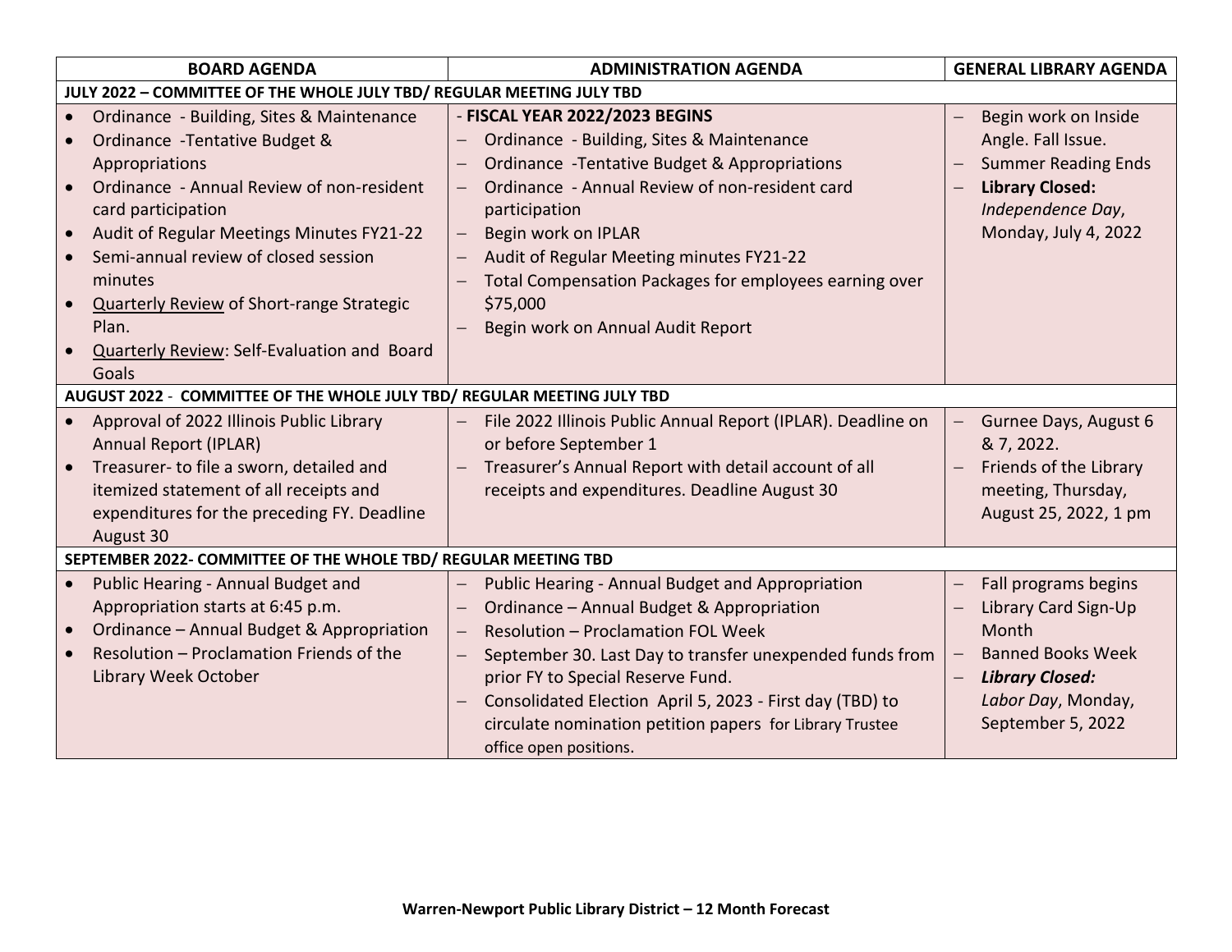| BOARD AGENDA | ADMINISTRATION AGENDA | GENERAL LIBRARY AGENDA |
|---|---|---|
| **JULY 2022 – COMMITTEE OF THE WHOLE JULY TBD/ REGULAR MEETING JULY TBD** | | |
| • Ordinance - Building, Sites & Maintenance<br>• Ordinance -Tentative Budget & Appropriations<br>• Ordinance - Annual Review of non-resident card participation<br>• Audit of Regular Meetings Minutes FY21-22<br>• Semi-annual review of closed session minutes<br>• Quarterly Review of Short-range Strategic Plan.<br>• Quarterly Review: Self-Evaluation and Board Goals | - **FISCAL YEAR 2022/2023 BEGINS**<br>– Ordinance - Building, Sites & Maintenance<br>– Ordinance -Tentative Budget & Appropriations<br>– Ordinance - Annual Review of non-resident card participation<br>– Begin work on IPLAR<br>– Audit of Regular Meeting minutes FY21-22<br>– Total Compensation Packages for employees earning over $75,000<br>– Begin work on Annual Audit Report | – Begin work on Inside Angle. Fall Issue.<br>– Summer Reading Ends<br>– **Library Closed:** *Independence Day*, Monday, July 4, 2022 |
| **AUGUST 2022 - COMMITTEE OF THE WHOLE JULY TBD/ REGULAR MEETING JULY TBD** | | |
| • Approval of 2022 Illinois Public Library Annual Report (IPLAR)<br>• Treasurer- to file a sworn, detailed and itemized statement of all receipts and expenditures for the preceding FY. Deadline August 30 | – File 2022 Illinois Public Annual Report (IPLAR). Deadline on or before September 1<br>– Treasurer's Annual Report with detail account of all receipts and expenditures. Deadline August 30 | – Gurnee Days, August 6 & 7, 2022.<br>– Friends of the Library meeting, Thursday, August 25, 2022, 1 pm |
| **SEPTEMBER 2022- COMMITTEE OF THE WHOLE TBD/ REGULAR MEETING TBD** | | |
| • Public Hearing - Annual Budget and Appropriation starts at 6:45 p.m.<br>• Ordinance – Annual Budget & Appropriation<br>• Resolution – Proclamation Friends of the Library Week October | – Public Hearing - Annual Budget and Appropriation<br>– Ordinance – Annual Budget & Appropriation<br>– Resolution – Proclamation FOL Week<br>– September 30. Last Day to transfer unexpended funds from prior FY to Special Reserve Fund.<br>– Consolidated Election April 5, 2023 - First day (TBD) to circulate nomination petition papers for Library Trustee office open positions. | – Fall programs begins<br>– Library Card Sign-Up Month<br>– Banned Books Week<br>– ***Library Closed:*** *Labor Day*, Monday, September 5, 2022 |

**Warren-Newport Public Library District – 12 Month Forecast**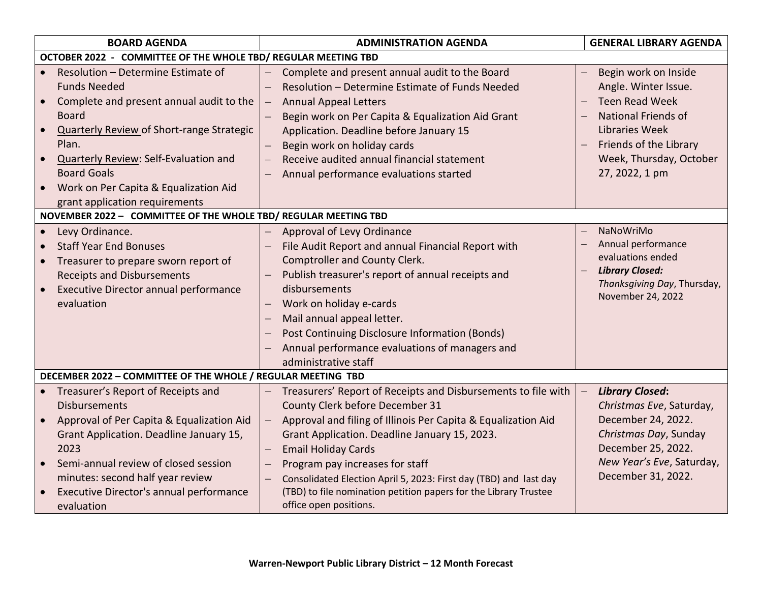| BOARD AGENDA | ADMINISTRATION AGENDA | GENERAL LIBRARY AGENDA |
|---|---|---|
| **OCTOBER 2022 - COMMITTEE OF THE WHOLE TBD/ REGULAR MEETING TBD** | | |
| • Resolution – Determine Estimate of Funds Needed<br>• Complete and present annual audit to the Board<br>• Quarterly Review of Short-range Strategic Plan.<br>• Quarterly Review: Self-Evaluation and Board Goals<br>• Work on Per Capita & Equalization Aid grant application requirements | – Complete and present annual audit to the Board<br>– Resolution – Determine Estimate of Funds Needed<br>– Annual Appeal Letters<br>– Begin work on Per Capita & Equalization Aid Grant Application. Deadline before January 15<br>– Begin work on holiday cards<br>– Receive audited annual financial statement<br>– Annual performance evaluations started | – Begin work on Inside Angle. Winter Issue.<br>– Teen Read Week<br>– National Friends of Libraries Week<br>– Friends of the Library Week, Thursday, October 27, 2022, 1 pm |
| **NOVEMBER 2022 – COMMITTEE OF THE WHOLE TBD/ REGULAR MEETING TBD** | | |
| • Levy Ordinance.<br>• Staff Year End Bonuses<br>• Treasurer to prepare sworn report of Receipts and Disbursements<br>• Executive Director annual performance evaluation | – Approval of Levy Ordinance<br>– File Audit Report and annual Financial Report with Comptroller and County Clerk.<br>– Publish treasurer's report of annual receipts and disbursements<br>– Work on holiday e-cards<br>– Mail annual appeal letter.<br>– Post Continuing Disclosure Information (Bonds)<br>– Annual performance evaluations of managers and administrative staff | – NaNoWriMo<br>– Annual performance evaluations ended<br>– ***Library Closed:*** *Thanksgiving Day*, Thursday, November 24, 2022 |
| **DECEMBER 2022 – COMMITTEE OF THE WHOLE / REGULAR MEETING TBD** | | |
| • Treasurer's Report of Receipts and Disbursements<br>• Approval of Per Capita & Equalization Aid Grant Application. Deadline January 15, 2023<br>• Semi-annual review of closed session minutes: second half year review<br>• Executive Director's annual performance evaluation | – Treasurers' Report of Receipts and Disbursements to file with County Clerk before December 31<br>– Approval and filing of Illinois Per Capita & Equalization Aid Grant Application. Deadline January 15, 2023.<br>– Email Holiday Cards<br>– Program pay increases for staff<br>– Consolidated Election April 5, 2023: First day (TBD) and last day (TBD) to file nomination petition papers for the Library Trustee office open positions. | – ***Library Closed*:** *Christmas Eve*, Saturday, December 24, 2022. *Christmas Day*, Sunday December 25, 2022. *New Year's Eve*, Saturday, December 31, 2022. |

**Warren-Newport Public Library District – 12 Month Forecast**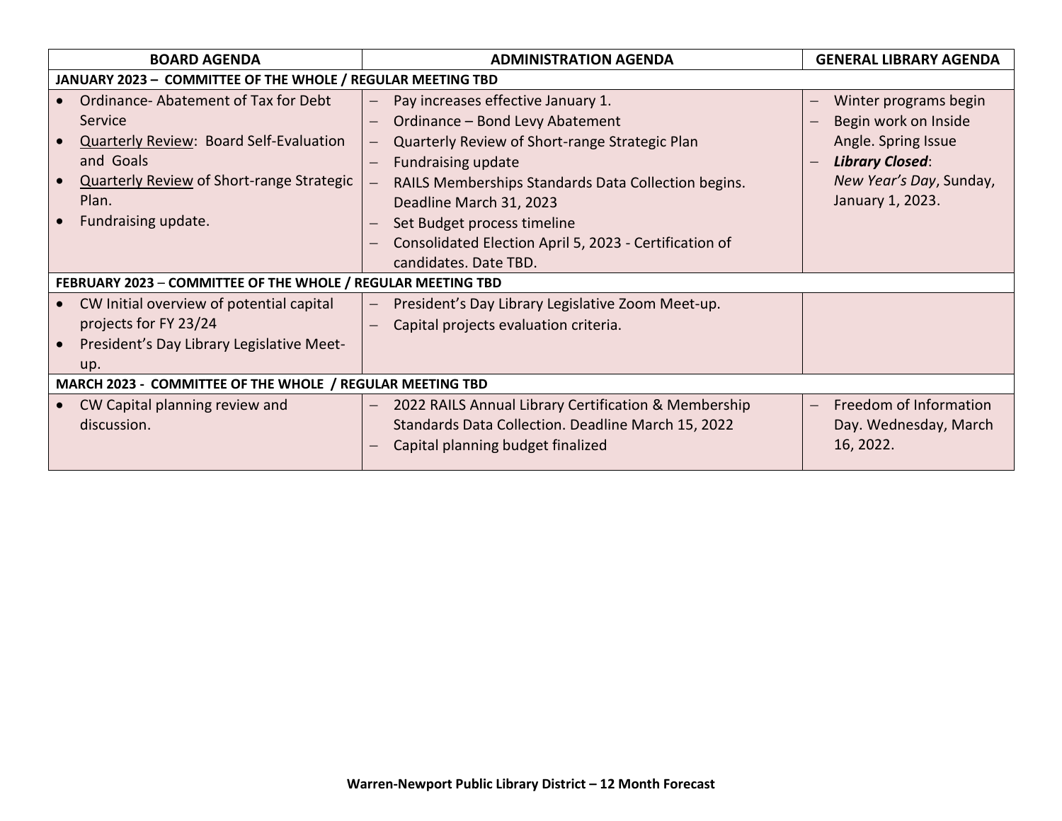| BOARD AGENDA | ADMINISTRATION AGENDA | GENERAL LIBRARY AGENDA |
|---|---|---|
| **JANUARY 2023 – COMMITTEE OF THE WHOLE / REGULAR MEETING TBD** | | |
| • Ordinance- Abatement of Tax for Debt Service<br>• Quarterly Review: Board Self-Evaluation and Goals<br>• Quarterly Review of Short-range Strategic Plan.<br>• Fundraising update. | – Pay increases effective January 1.<br>– Ordinance – Bond Levy Abatement<br>– Quarterly Review of Short-range Strategic Plan<br>– Fundraising update<br>– RAILS Memberships Standards Data Collection begins. Deadline March 31, 2023<br>– Set Budget process timeline<br>– Consolidated Election April 5, 2023 - Certification of candidates. Date TBD. | – Winter programs begin<br>– Begin work on Inside Angle. Spring Issue<br>– ***Library Closed***: *New Year's Day*, Sunday, January 1, 2023. |
| **FEBRUARY 2023 – COMMITTEE OF THE WHOLE / REGULAR MEETING TBD** | | |
| • CW Initial overview of potential capital projects for FY 23/24<br>• President's Day Library Legislative Meet-up. | – President's Day Library Legislative Zoom Meet-up.<br>– Capital projects evaluation criteria. | |
| **MARCH 2023 - COMMITTEE OF THE WHOLE / REGULAR MEETING TBD** | | |
| • CW Capital planning review and discussion. | – 2022 RAILS Annual Library Certification & Membership Standards Data Collection. Deadline March 15, 2022<br>– Capital planning budget finalized | – Freedom of Information Day. Wednesday, March 16, 2022. |

**Warren-Newport Public Library District – 12 Month Forecast**